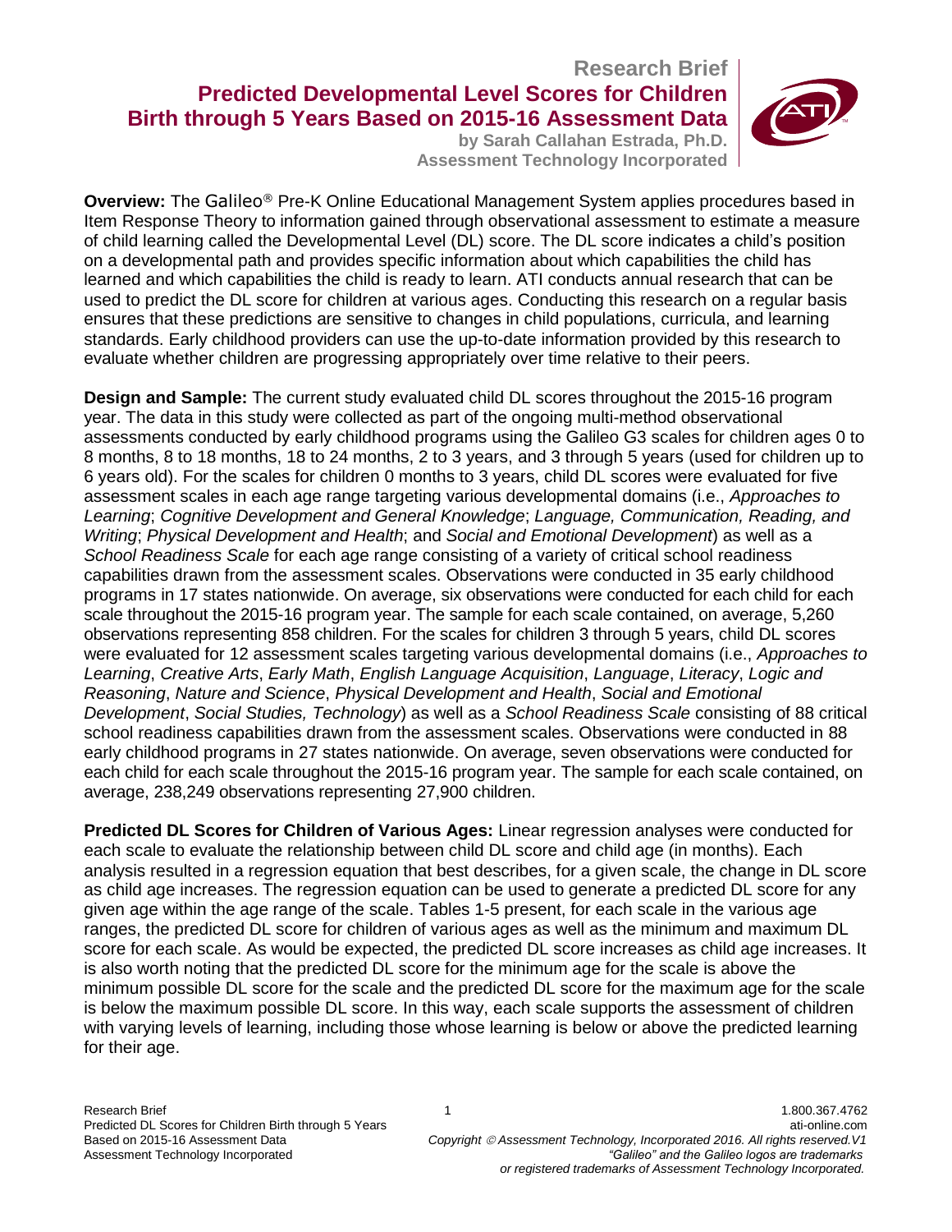# Research Brief

## Predicted Developmental Level Scores for Children Birth through 5 Years Based on 2015-16 Assessment Data

**by Sarah Callahan Estrada, Ph.D.**
**Assessment Technology Incorporated**

**Overview:** The Galileo® Pre-K Online Educational Management System applies procedures based in Item Response Theory to information gained through observational assessment to estimate a measure of child learning called the Developmental Level (DL) score. The DL score indicates a child's position on a developmental path and provides specific information about which capabilities the child has learned and which capabilities the child is ready to learn. ATI conducts annual research that can be used to predict the DL score for children at various ages. Conducting this research on a regular basis ensures that these predictions are sensitive to changes in child populations, curricula, and learning standards. Early childhood providers can use the up-to-date information provided by this research to evaluate whether children are progressing appropriately over time relative to their peers.

**Design and Sample:** The current study evaluated child DL scores throughout the 2015-16 program year. The data in this study were collected as part of the ongoing multi-method observational assessments conducted by early childhood programs using the Galileo G3 scales for children ages 0 to 8 months, 8 to 18 months, 18 to 24 months, 2 to 3 years, and 3 through 5 years (used for children up to 6 years old). For the scales for children 0 months to 3 years, child DL scores were evaluated for five assessment scales in each age range targeting various developmental domains (i.e., *Approaches to Learning*; *Cognitive Development and General Knowledge*; *Language, Communication, Reading, and Writing*; *Physical Development and Health*; and *Social and Emotional Development*) as well as a *School Readiness Scale* for each age range consisting of a variety of critical school readiness capabilities drawn from the assessment scales. Observations were conducted in 35 early childhood programs in 17 states nationwide. On average, six observations were conducted for each child for each scale throughout the 2015-16 program year. The sample for each scale contained, on average, 5,260 observations representing 858 children. For the scales for children 3 through 5 years, child DL scores were evaluated for 12 assessment scales targeting various developmental domains (i.e., *Approaches to Learning*, *Creative Arts*, *Early Math*, *English Language Acquisition*, *Language*, *Literacy*, *Logic and Reasoning*, *Nature and Science*, *Physical Development and Health*, *Social and Emotional Development*, *Social Studies, Technology*) as well as a *School Readiness Scale* consisting of 88 critical school readiness capabilities drawn from the assessment scales. Observations were conducted in 88 early childhood programs in 27 states nationwide. On average, seven observations were conducted for each child for each scale throughout the 2015-16 program year. The sample for each scale contained, on average, 238,249 observations representing 27,900 children.

**Predicted DL Scores for Children of Various Ages:** Linear regression analyses were conducted for each scale to evaluate the relationship between child DL score and child age (in months). Each analysis resulted in a regression equation that best describes, for a given scale, the change in DL score as child age increases. The regression equation can be used to generate a predicted DL score for any given age within the age range of the scale. Tables 1-5 present, for each scale in the various age ranges, the predicted DL score for children of various ages as well as the minimum and maximum DL score for each scale. As would be expected, the predicted DL score increases as child age increases. It is also worth noting that the predicted DL score for the minimum age for the scale is above the minimum possible DL score for the scale and the predicted DL score for the maximum age for the scale is below the maximum possible DL score. In this way, each scale supports the assessment of children with varying levels of learning, including those whose learning is below or above the predicted learning for their age.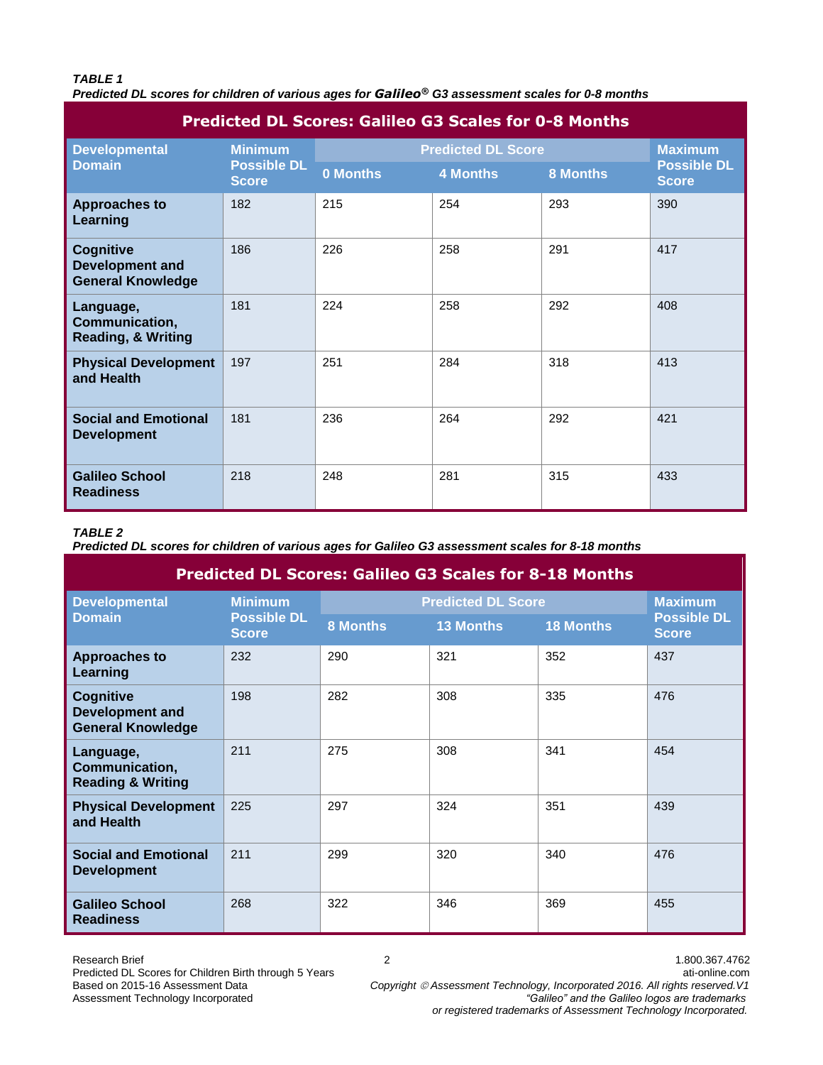*TABLE 1*
***Predicted DL scores for children of various ages for Galileo® G3 assessment scales for 0-8 months***

| Predicted DL Scores: Galileo G3 Scales for 0-8 Months | | | | | |
|---|---|---|---|---|---|
| **Developmental Domain** | **Minimum Possible DL Score** | **Predicted DL Score** | | | **Maximum Possible DL Score** |
| | | **0 Months** | **4 Months** | **8 Months** | |
| **Approaches to Learning** | 182 | 215 | 254 | 293 | 390 |
| **Cognitive Development and General Knowledge** | 186 | 226 | 258 | 291 | 417 |
| **Language, Communication, Reading, & Writing** | 181 | 224 | 258 | 292 | 408 |
| **Physical Development and Health** | 197 | 251 | 284 | 318 | 413 |
| **Social and Emotional Development** | 181 | 236 | 264 | 292 | 421 |
| **Galileo School Readiness** | 218 | 248 | 281 | 315 | 433 |

*TABLE 2*
***Predicted DL scores for children of various ages for Galileo G3 assessment scales for 8-18 months***

| Predicted DL Scores: Galileo G3 Scales for 8-18 Months | | | | | |
|---|---|---|---|---|---|
| **Developmental Domain** | **Minimum Possible DL Score** | **Predicted DL Score** | | | **Maximum Possible DL Score** |
| | | **8 Months** | **13 Months** | **18 Months** | |
| **Approaches to Learning** | 232 | 290 | 321 | 352 | 437 |
| **Cognitive Development and General Knowledge** | 198 | 282 | 308 | 335 | 476 |
| **Language, Communication, Reading & Writing** | 211 | 275 | 308 | 341 | 454 |
| **Physical Development and Health** | 225 | 297 | 324 | 351 | 439 |
| **Social and Emotional Development** | 211 | 299 | 320 | 340 | 476 |
| **Galileo School Readiness** | 268 | 322 | 346 | 369 | 455 |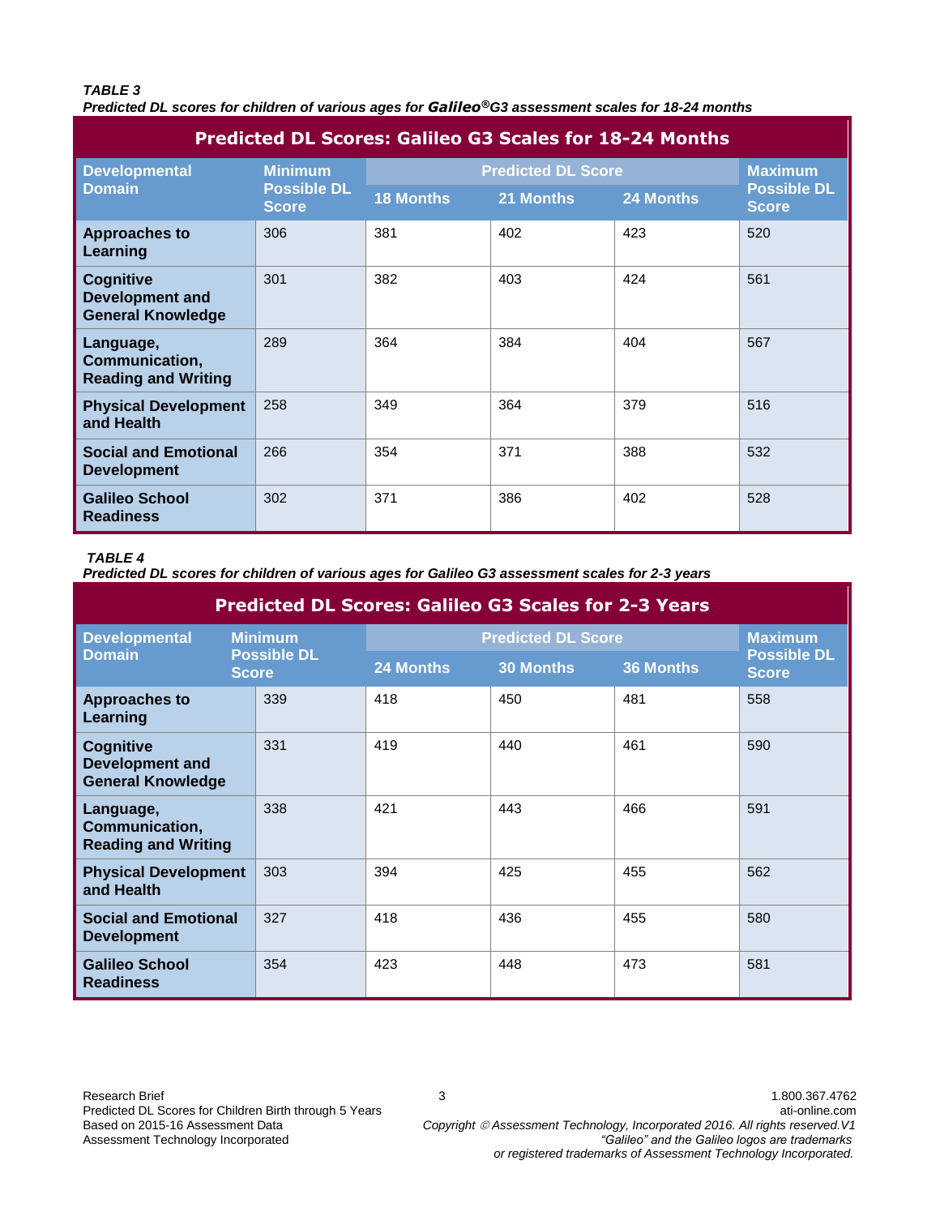***TABLE 3***
***Predicted DL scores for children of various ages for Galileo®G3 assessment scales for 18-24 months***

| Predicted DL Scores: Galileo G3 Scales for 18-24 Months | | | | | |
|---|---|---|---|---|---|
| **Developmental Domain** | **Minimum Possible DL Score** | **Predicted DL Score** | | | **Maximum Possible DL Score** |
| | | **18 Months** | **21 Months** | **24 Months** | |
| **Approaches to Learning** | 306 | 381 | 402 | 423 | 520 |
| **Cognitive Development and General Knowledge** | 301 | 382 | 403 | 424 | 561 |
| **Language, Communication, Reading and Writing** | 289 | 364 | 384 | 404 | 567 |
| **Physical Development and Health** | 258 | 349 | 364 | 379 | 516 |
| **Social and Emotional Development** | 266 | 354 | 371 | 388 | 532 |
| **Galileo School Readiness** | 302 | 371 | 386 | 402 | 528 |

***TABLE 4***
***Predicted DL scores for children of various ages for Galileo G3 assessment scales for 2-3 years***

| Predicted DL Scores: Galileo G3 Scales for 2-3 Years | | | | | |
|---|---|---|---|---|---|
| **Developmental Domain** | **Minimum Possible DL Score** | **Predicted DL Score** | | | **Maximum Possible DL Score** |
| | | **24 Months** | **30 Months** | **36 Months** | |
| **Approaches to Learning** | 339 | 418 | 450 | 481 | 558 |
| **Cognitive Development and General Knowledge** | 331 | 419 | 440 | 461 | 590 |
| **Language, Communication, Reading and Writing** | 338 | 421 | 443 | 466 | 591 |
| **Physical Development and Health** | 303 | 394 | 425 | 455 | 562 |
| **Social and Emotional Development** | 327 | 418 | 436 | 455 | 580 |
| **Galileo School Readiness** | 354 | 423 | 448 | 473 | 581 |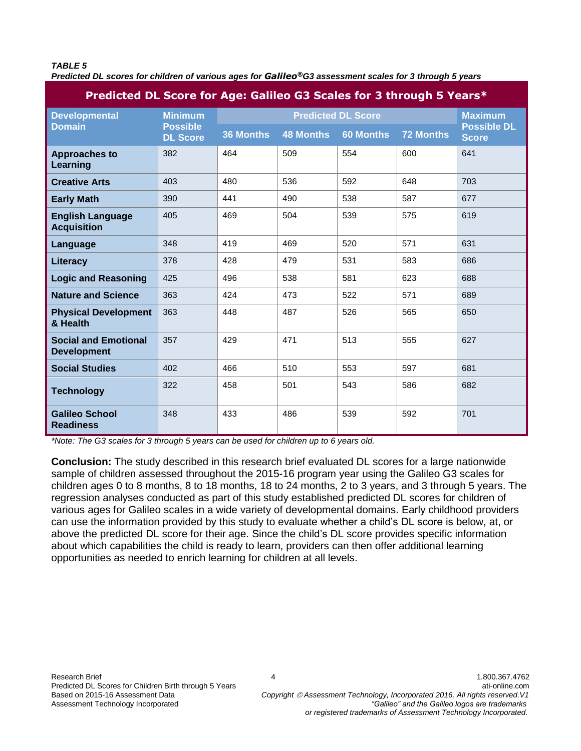***TABLE 5***
***Predicted DL scores for children of various ages for Galileo®G3 assessment scales for 3 through 5 years***

| Predicted DL Score for Age: Galileo G3 Scales for 3 through 5 Years* | | | | | | |
|---|---|---|---|---|---|---|
| **Developmental Domain** | **Minimum Possible DL Score** | **Predicted DL Score** | | | | **Maximum Possible DL Score** |
| | | **36 Months** | **48 Months** | **60 Months** | **72 Months** | |
| **Approaches to Learning** | 382 | 464 | 509 | 554 | 600 | 641 |
| **Creative Arts** | 403 | 480 | 536 | 592 | 648 | 703 |
| **Early Math** | 390 | 441 | 490 | 538 | 587 | 677 |
| **English Language Acquisition** | 405 | 469 | 504 | 539 | 575 | 619 |
| **Language** | 348 | 419 | 469 | 520 | 571 | 631 |
| **Literacy** | 378 | 428 | 479 | 531 | 583 | 686 |
| **Logic and Reasoning** | 425 | 496 | 538 | 581 | 623 | 688 |
| **Nature and Science** | 363 | 424 | 473 | 522 | 571 | 689 |
| **Physical Development & Health** | 363 | 448 | 487 | 526 | 565 | 650 |
| **Social and Emotional Development** | 357 | 429 | 471 | 513 | 555 | 627 |
| **Social Studies** | 402 | 466 | 510 | 553 | 597 | 681 |
| **Technology** | 322 | 458 | 501 | 543 | 586 | 682 |
| **Galileo School Readiness** | 348 | 433 | 486 | 539 | 592 | 701 |

*\*Note: The G3 scales for 3 through 5 years can be used for children up to 6 years old.*

**Conclusion:** The study described in this research brief evaluated DL scores for a large nationwide sample of children assessed throughout the 2015-16 program year using the Galileo G3 scales for children ages 0 to 8 months, 8 to 18 months, 18 to 24 months, 2 to 3 years, and 3 through 5 years. The regression analyses conducted as part of this study established predicted DL scores for children of various ages for Galileo scales in a wide variety of developmental domains. Early childhood providers can use the information provided by this study to evaluate whether a child's DL score is below, at, or above the predicted DL score for their age. Since the child's DL score provides specific information about which capabilities the child is ready to learn, providers can then offer additional learning opportunities as needed to enrich learning for children at all levels.